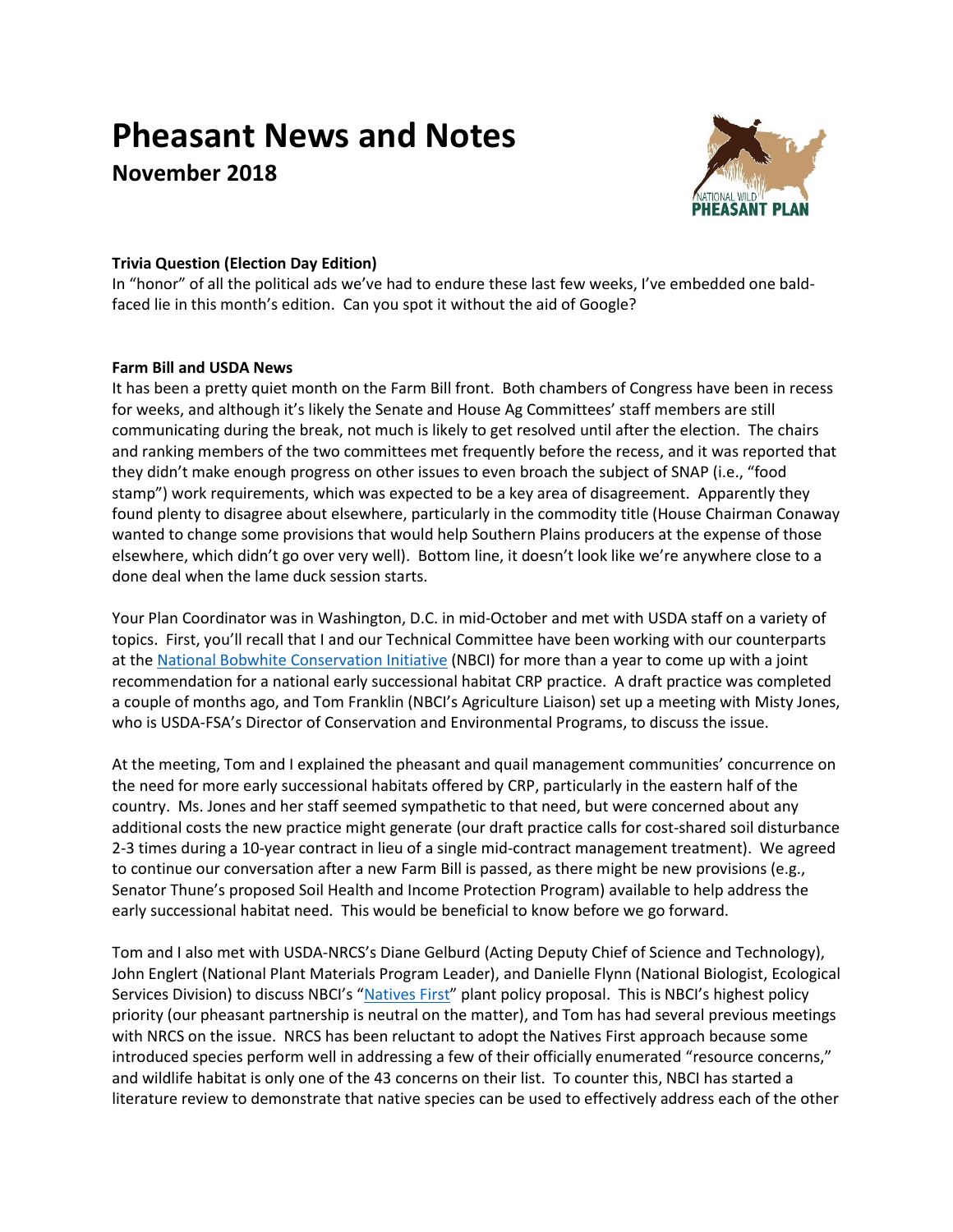# Pheasant News and Notes

## November 2018

**Trivia Question (Election Day Edition)**

In "honor" of all the political ads we've had to endure these last few weeks, I've embedded one bald-faced lie in this month's edition. Can you spot it without the aid of Google?

**Farm Bill and USDA News**

It has been a pretty quiet month on the Farm Bill front. Both chambers of Congress have been in recess for weeks, and although it's likely the Senate and House Ag Committees' staff members are still communicating during the break, not much is likely to get resolved until after the election. The chairs and ranking members of the two committees met frequently before the recess, and it was reported that they didn't make enough progress on other issues to even broach the subject of SNAP (i.e., "food stamp") work requirements, which was expected to be a key area of disagreement. Apparently they found plenty to disagree about elsewhere, particularly in the commodity title (House Chairman Conaway wanted to change some provisions that would help Southern Plains producers at the expense of those elsewhere, which didn't go over very well). Bottom line, it doesn't look like we're anywhere close to a done deal when the lame duck session starts.

Your Plan Coordinator was in Washington, D.C. in mid-October and met with USDA staff on a variety of topics. First, you'll recall that I and our Technical Committee have been working with our counterparts at the National Bobwhite Conservation Initiative (NBCI) for more than a year to come up with a joint recommendation for a national early successional habitat CRP practice. A draft practice was completed a couple of months ago, and Tom Franklin (NBCI's Agriculture Liaison) set up a meeting with Misty Jones, who is USDA-FSA's Director of Conservation and Environmental Programs, to discuss the issue.

At the meeting, Tom and I explained the pheasant and quail management communities' concurrence on the need for more early successional habitats offered by CRP, particularly in the eastern half of the country. Ms. Jones and her staff seemed sympathetic to that need, but were concerned about any additional costs the new practice might generate (our draft practice calls for cost-shared soil disturbance 2-3 times during a 10-year contract in lieu of a single mid-contract management treatment). We agreed to continue our conversation after a new Farm Bill is passed, as there might be new provisions (e.g., Senator Thune's proposed Soil Health and Income Protection Program) available to help address the early successional habitat need. This would be beneficial to know before we go forward.

Tom and I also met with USDA-NRCS's Diane Gelburd (Acting Deputy Chief of Science and Technology), John Englert (National Plant Materials Program Leader), and Danielle Flynn (National Biologist, Ecological Services Division) to discuss NBCI's "Natives First" plant policy proposal. This is NBCI's highest policy priority (our pheasant partnership is neutral on the matter), and Tom has had several previous meetings with NRCS on the issue. NRCS has been reluctant to adopt the Natives First approach because some introduced species perform well in addressing a few of their officially enumerated "resource concerns," and wildlife habitat is only one of the 43 concerns on their list. To counter this, NBCI has started a literature review to demonstrate that native species can be used to effectively address each of the other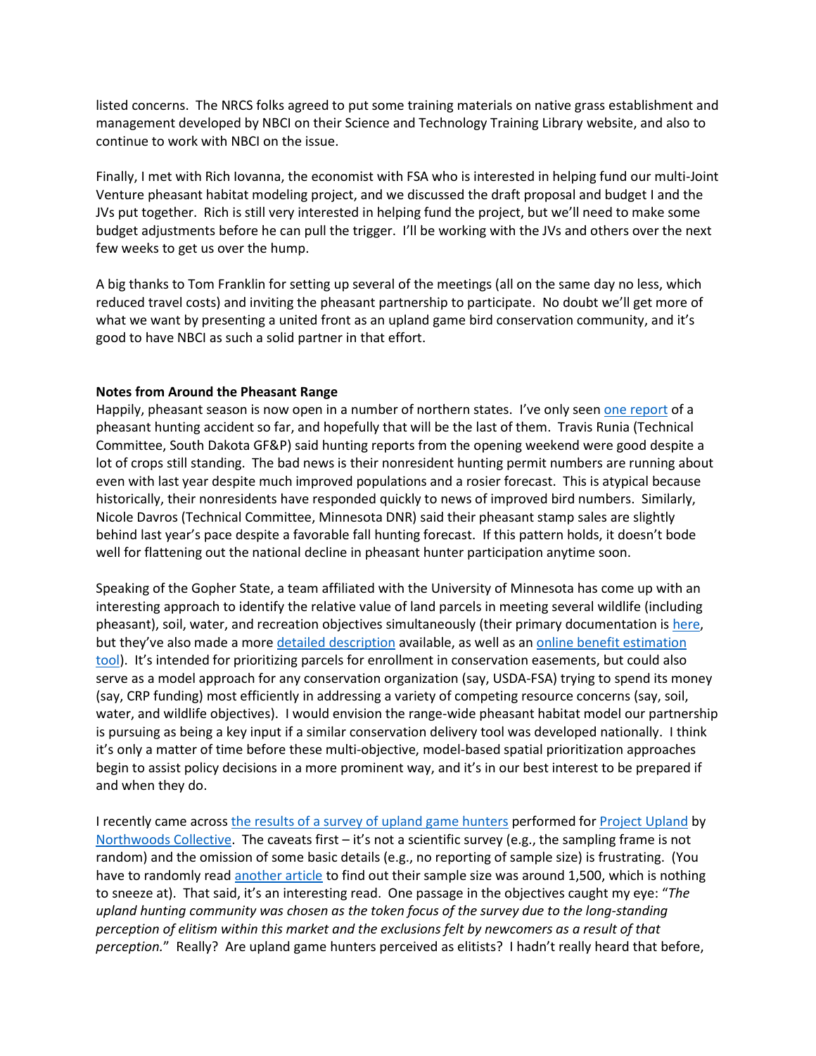listed concerns. The NRCS folks agreed to put some training materials on native grass establishment and management developed by NBCI on their Science and Technology Training Library website, and also to continue to work with NBCI on the issue.

Finally, I met with Rich Iovanna, the economist with FSA who is interested in helping fund our multi-Joint Venture pheasant habitat modeling project, and we discussed the draft proposal and budget I and the JVs put together. Rich is still very interested in helping fund the project, but we'll need to make some budget adjustments before he can pull the trigger. I'll be working with the JVs and others over the next few weeks to get us over the hump.

A big thanks to Tom Franklin for setting up several of the meetings (all on the same day no less, which reduced travel costs) and inviting the pheasant partnership to participate. No doubt we'll get more of what we want by presenting a united front as an upland game bird conservation community, and it's good to have NBCI as such a solid partner in that effort.

**Notes from Around the Pheasant Range**

Happily, pheasant season is now open in a number of northern states. I've only seen one report of a pheasant hunting accident so far, and hopefully that will be the last of them. Travis Runia (Technical Committee, South Dakota GF&P) said hunting reports from the opening weekend were good despite a lot of crops still standing. The bad news is their nonresident hunting permit numbers are running about even with last year despite much improved populations and a rosier forecast. This is atypical because historically, their nonresidents have responded quickly to news of improved bird numbers. Similarly, Nicole Davros (Technical Committee, Minnesota DNR) said their pheasant stamp sales are slightly behind last year's pace despite a favorable fall hunting forecast. If this pattern holds, it doesn't bode well for flattening out the national decline in pheasant hunter participation anytime soon.

Speaking of the Gopher State, a team affiliated with the University of Minnesota has come up with an interesting approach to identify the relative value of land parcels in meeting several wildlife (including pheasant), soil, water, and recreation objectives simultaneously (their primary documentation is here, but they've also made a more detailed description available, as well as an online benefit estimation tool). It's intended for prioritizing parcels for enrollment in conservation easements, but could also serve as a model approach for any conservation organization (say, USDA-FSA) trying to spend its money (say, CRP funding) most efficiently in addressing a variety of competing resource concerns (say, soil, water, and wildlife objectives). I would envision the range-wide pheasant habitat model our partnership is pursuing as being a key input if a similar conservation delivery tool was developed nationally. I think it's only a matter of time before these multi-objective, model-based spatial prioritization approaches begin to assist policy decisions in a more prominent way, and it's in our best interest to be prepared if and when they do.

I recently came across the results of a survey of upland game hunters performed for Project Upland by Northwoods Collective. The caveats first – it's not a scientific survey (e.g., the sampling frame is not random) and the omission of some basic details (e.g., no reporting of sample size) is frustrating. (You have to randomly read another article to find out their sample size was around 1,500, which is nothing to sneeze at). That said, it's an interesting read. One passage in the objectives caught my eye: "*The upland hunting community was chosen as the token focus of the survey due to the long-standing perception of elitism within this market and the exclusions felt by newcomers as a result of that perception.*" Really? Are upland game hunters perceived as elitists? I hadn't really heard that before,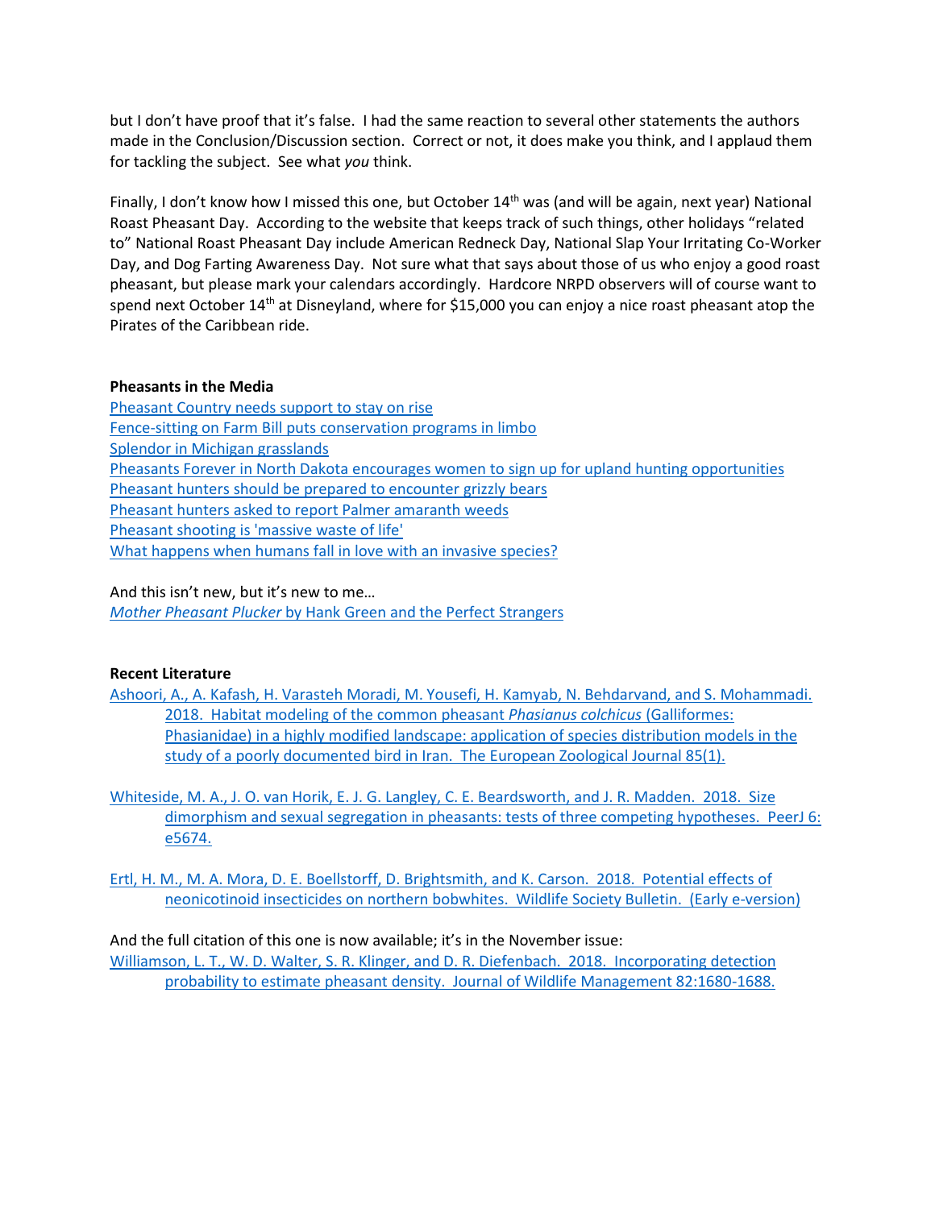but I don't have proof that it's false. I had the same reaction to several other statements the authors made in the Conclusion/Discussion section. Correct or not, it does make you think, and I applaud them for tackling the subject. See what *you* think.

Finally, I don't know how I missed this one, but October 14th was (and will be again, next year) National Roast Pheasant Day. According to the website that keeps track of such things, other holidays "related to" National Roast Pheasant Day include American Redneck Day, National Slap Your Irritating Co-Worker Day, and Dog Farting Awareness Day. Not sure what that says about those of us who enjoy a good roast pheasant, but please mark your calendars accordingly. Hardcore NRPD observers will of course want to spend next October 14th at Disneyland, where for $15,000 you can enjoy a nice roast pheasant atop the Pirates of the Caribbean ride.

**Pheasants in the Media**

Pheasant Country needs support to stay on rise
Fence-sitting on Farm Bill puts conservation programs in limbo
Splendor in Michigan grasslands
Pheasants Forever in North Dakota encourages women to sign up for upland hunting opportunities
Pheasant hunters should be prepared to encounter grizzly bears
Pheasant hunters asked to report Palmer amaranth weeds
Pheasant shooting is 'massive waste of life'
What happens when humans fall in love with an invasive species?

And this isn't new, but it's new to me…
*Mother Pheasant Plucker* by Hank Green and the Perfect Strangers

**Recent Literature**

Ashoori, A., A. Kafash, H. Varasteh Moradi, M. Yousefi, H. Kamyab, N. Behdarvand, and S. Mohammadi. 2018. Habitat modeling of the common pheasant *Phasianus colchicus* (Galliformes: Phasianidae) in a highly modified landscape: application of species distribution models in the study of a poorly documented bird in Iran. The European Zoological Journal 85(1).

Whiteside, M. A., J. O. van Horik, E. J. G. Langley, C. E. Beardsworth, and J. R. Madden. 2018. Size dimorphism and sexual segregation in pheasants: tests of three competing hypotheses. PeerJ 6: e5674.

Ertl, H. M., M. A. Mora, D. E. Boellstorff, D. Brightsmith, and K. Carson. 2018. Potential effects of neonicotinoid insecticides on northern bobwhites. Wildlife Society Bulletin. (Early e-version)

And the full citation of this one is now available; it's in the November issue:
Williamson, L. T., W. D. Walter, S. R. Klinger, and D. R. Diefenbach. 2018. Incorporating detection probability to estimate pheasant density. Journal of Wildlife Management 82:1680-1688.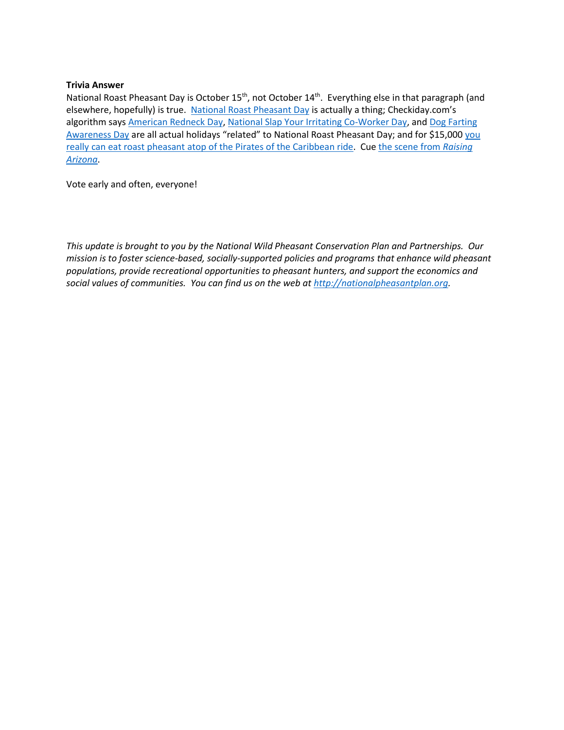**Trivia Answer**

National Roast Pheasant Day is October 15th, not October 14th. Everything else in that paragraph (and elsewhere, hopefully) is true. National Roast Pheasant Day is actually a thing; Checkiday.com's algorithm says American Redneck Day, National Slap Your Irritating Co-Worker Day, and Dog Farting Awareness Day are all actual holidays "related" to National Roast Pheasant Day; and for $15,000 you really can eat roast pheasant atop of the Pirates of the Caribbean ride. Cue the scene from *Raising Arizona*.

Vote early and often, everyone!

*This update is brought to you by the National Wild Pheasant Conservation Plan and Partnerships. Our mission is to foster science-based, socially-supported policies and programs that enhance wild pheasant populations, provide recreational opportunities to pheasant hunters, and support the economics and social values of communities. You can find us on the web at http://nationalpheasantplan.org.*